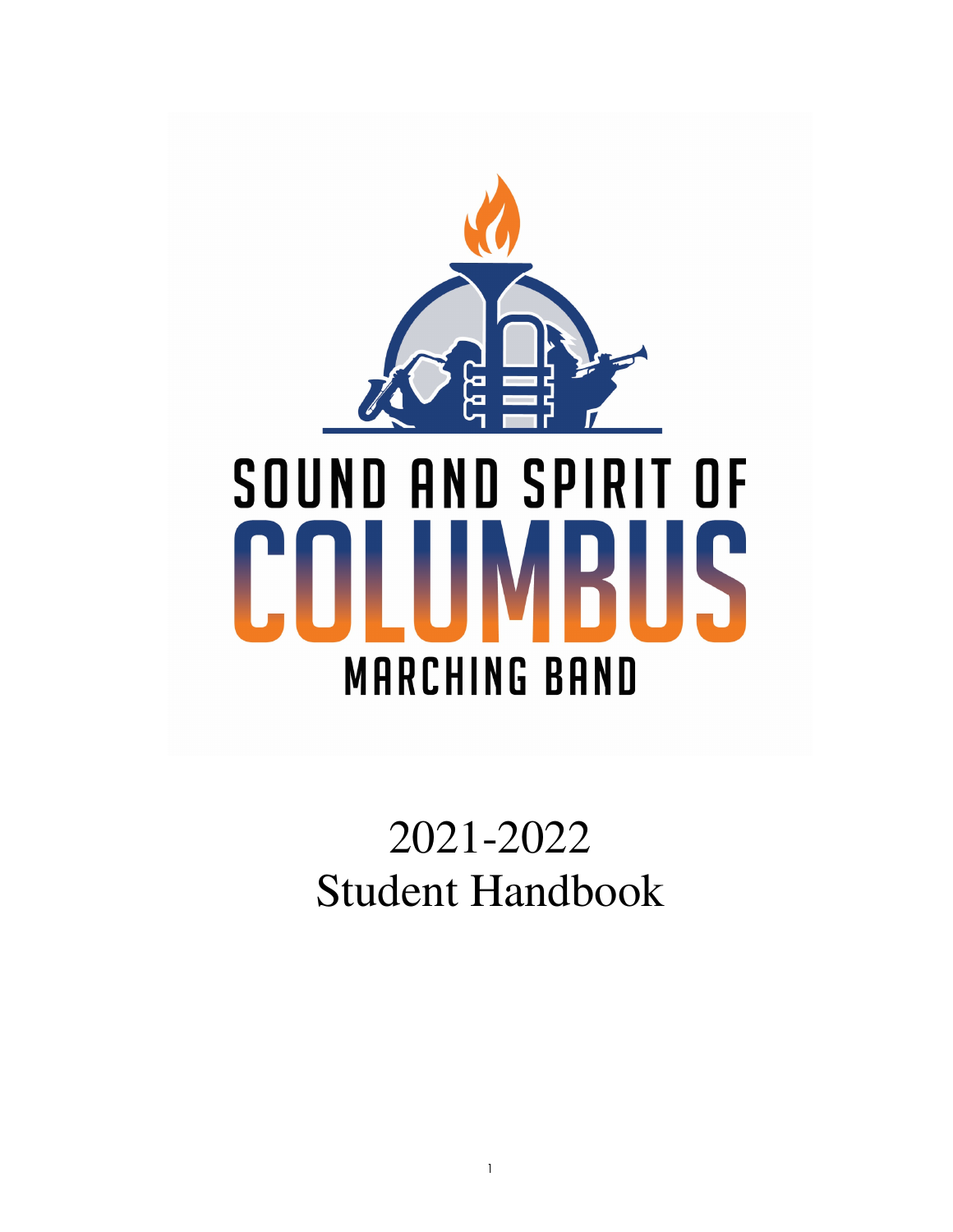# SOUND AND SPIRIT OF COLUMBUS MARCHING BAND

# 2021-2022 Student Handbook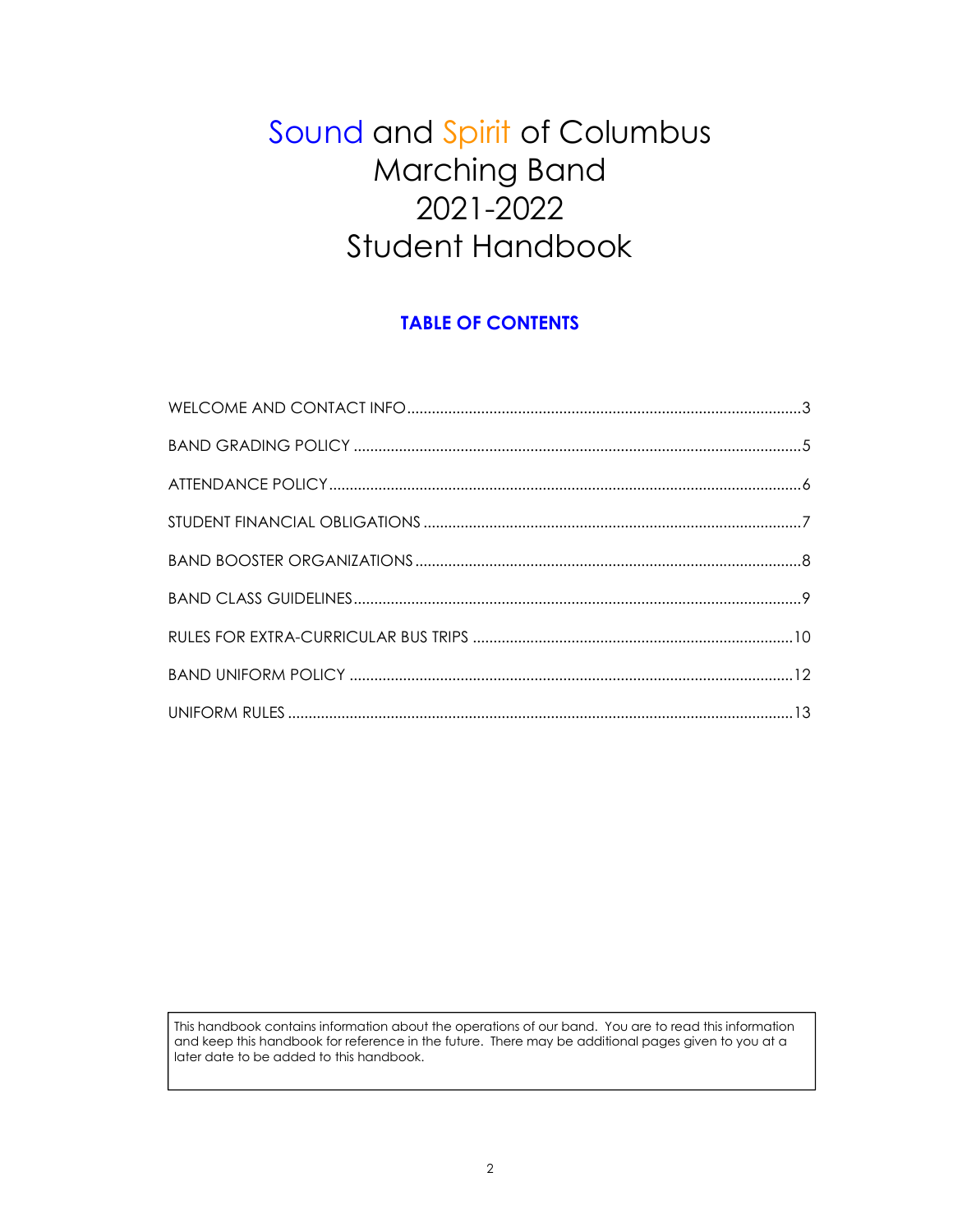# Sound and Spirit of Columbus Marching Band 2021-2022 Student Handbook

## TABLE OF CONTENTS

WELCOME AND CONTACT INFO ........................................ 3

BAND GRADING POLICY ........................................ 5

ATTENDANCE POLICY ........................................ 6

STUDENT FINANCIAL OBLIGATIONS ........................................ 7

BAND BOOSTER ORGANIZATIONS ........................................ 8

BAND CLASS GUIDELINES ........................................ 9

RULES FOR EXTRA-CURRICULAR BUS TRIPS ........................................ 10

BAND UNIFORM POLICY ........................................ 12

UNIFORM RULES ........................................ 13

This handbook contains information about the operations of our band. You are to read this information and keep this handbook for reference in the future. There may be additional pages given to you at a later date to be added to this handbook.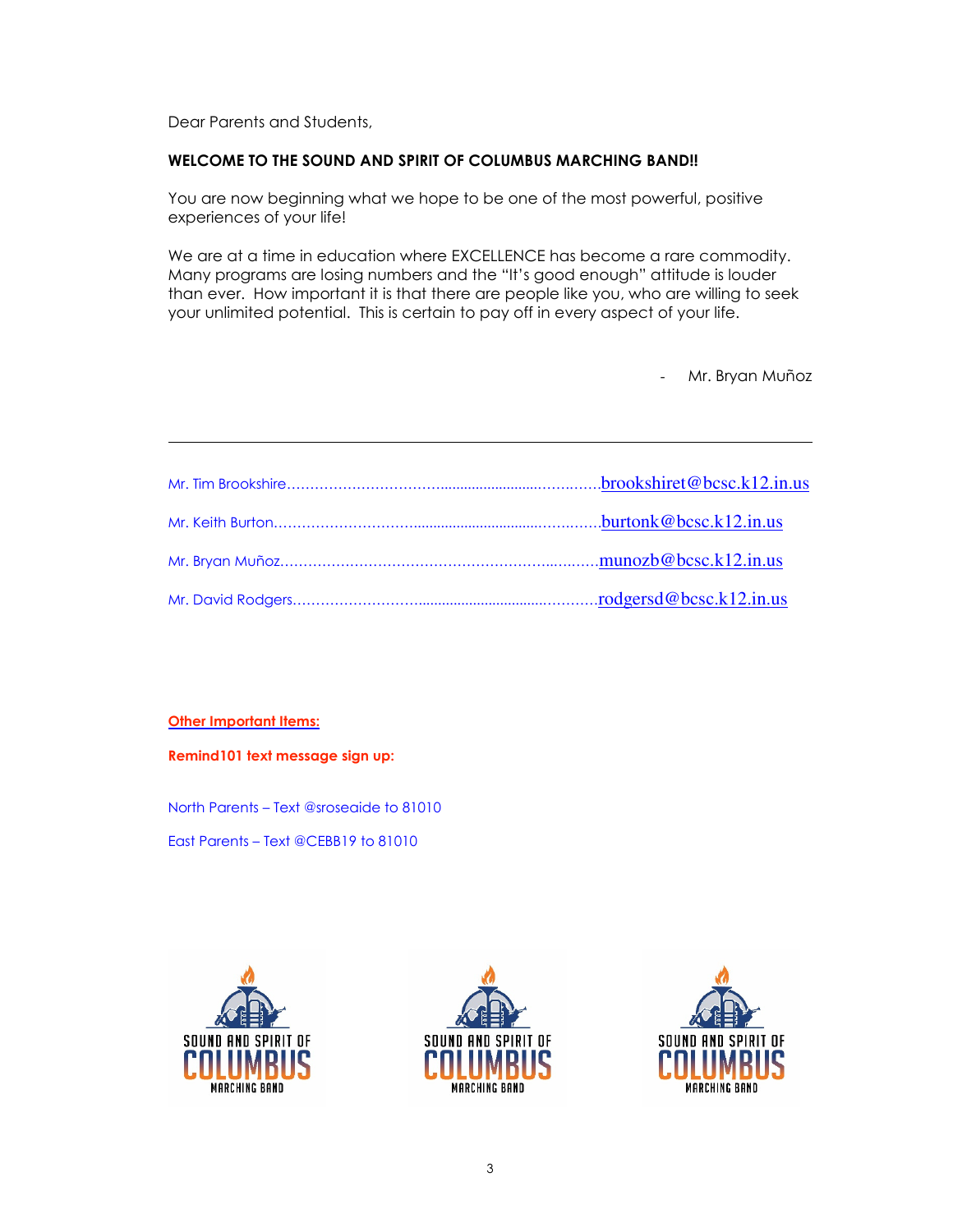Dear Parents and Students,

**WELCOME TO THE SOUND AND SPIRIT OF COLUMBUS MARCHING BAND!!**

You are now beginning what we hope to be one of the most powerful, positive experiences of your life!

We are at a time in education where EXCELLENCE has become a rare commodity. Many programs are losing numbers and the "It's good enough" attitude is louder than ever. How important it is that there are people like you, who are willing to seek your unlimited potential. This is certain to pay off in every aspect of your life.

- Mr. Bryan Muñoz

---

Mr. Tim Brookshire……………………………………………………brookshiret@bcsc.k12.in.us

Mr. Keith Burton……………………………………………………burtonk@bcsc.k12.in.us

Mr. Bryan Muñoz……………………………………………………munozb@bcsc.k12.in.us

Mr. David Rodgers……………………………………………………rodgersd@bcsc.k12.in.us

**Other Important Items:**

**Remind101 text message sign up:**

North Parents – Text @sroseaide to 81010

East Parents – Text @CEBB19 to 81010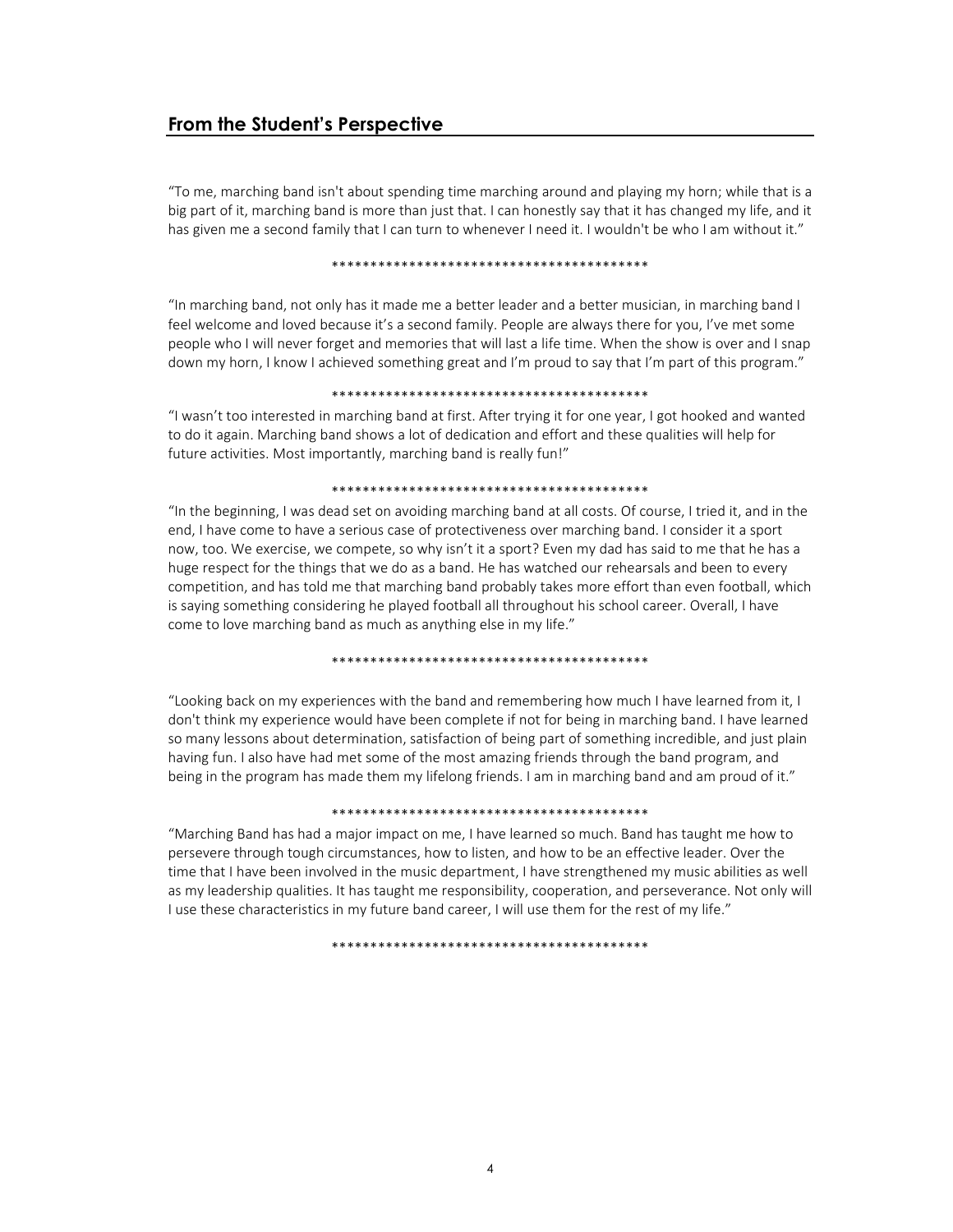## From the Student's Perspective

"To me, marching band isn't about spending time marching around and playing my horn; while that is a big part of it, marching band is more than just that. I can honestly say that it has changed my life, and it has given me a second family that I can turn to whenever I need it. I wouldn't be who I am without it."

******************************************

"In marching band, not only has it made me a better leader and a better musician, in marching band I feel welcome and loved because it's a second family. People are always there for you, I've met some people who I will never forget and memories that will last a life time. When the show is over and I snap down my horn, I know I achieved something great and I'm proud to say that I'm part of this program."

******************************************

"I wasn't too interested in marching band at first. After trying it for one year, I got hooked and wanted to do it again. Marching band shows a lot of dedication and effort and these qualities will help for future activities. Most importantly, marching band is really fun!"

******************************************

"In the beginning, I was dead set on avoiding marching band at all costs. Of course, I tried it, and in the end, I have come to have a serious case of protectiveness over marching band. I consider it a sport now, too. We exercise, we compete, so why isn't it a sport? Even my dad has said to me that he has a huge respect for the things that we do as a band. He has watched our rehearsals and been to every competition, and has told me that marching band probably takes more effort than even football, which is saying something considering he played football all throughout his school career. Overall, I have come to love marching band as much as anything else in my life."

******************************************

"Looking back on my experiences with the band and remembering how much I have learned from it, I don't think my experience would have been complete if not for being in marching band. I have learned so many lessons about determination, satisfaction of being part of something incredible, and just plain having fun. I also have had met some of the most amazing friends through the band program, and being in the program has made them my lifelong friends. I am in marching band and am proud of it."

******************************************

"Marching Band has had a major impact on me, I have learned so much. Band has taught me how to persevere through tough circumstances, how to listen, and how to be an effective leader. Over the time that I have been involved in the music department, I have strengthened my music abilities as well as my leadership qualities. It has taught me responsibility, cooperation, and perseverance. Not only will I use these characteristics in my future band career, I will use them for the rest of my life."

******************************************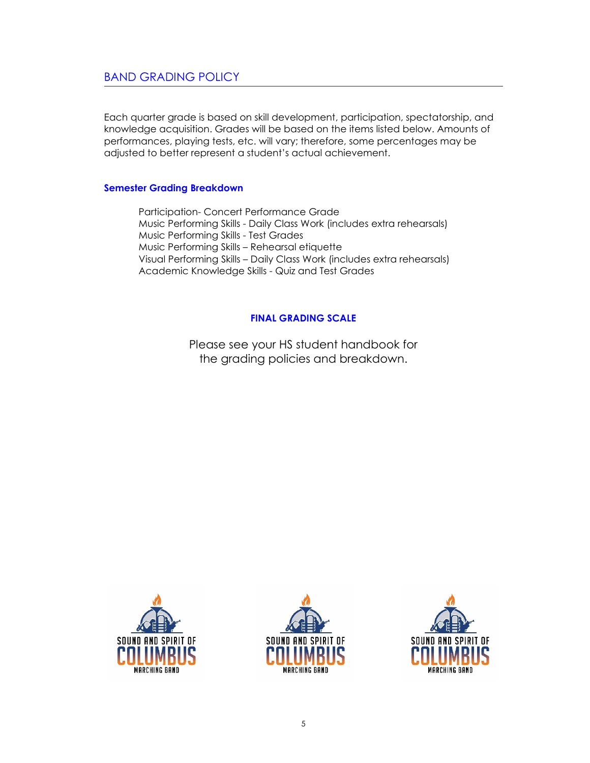## BAND GRADING POLICY

Each quarter grade is based on skill development, participation, spectatorship, and knowledge acquisition. Grades will be based on the items listed below. Amounts of performances, playing tests, etc. will vary; therefore, some percentages may be adjusted to better represent a student's actual achievement.

### Semester Grading Breakdown

Participation- Concert Performance Grade
Music Performing Skills - Daily Class Work (includes extra rehearsals)
Music Performing Skills - Test Grades
Music Performing Skills – Rehearsal etiquette
Visual Performing Skills – Daily Class Work (includes extra rehearsals)
Academic Knowledge Skills - Quiz and Test Grades

### FINAL GRADING SCALE

Please see your HS student handbook for the grading policies and breakdown.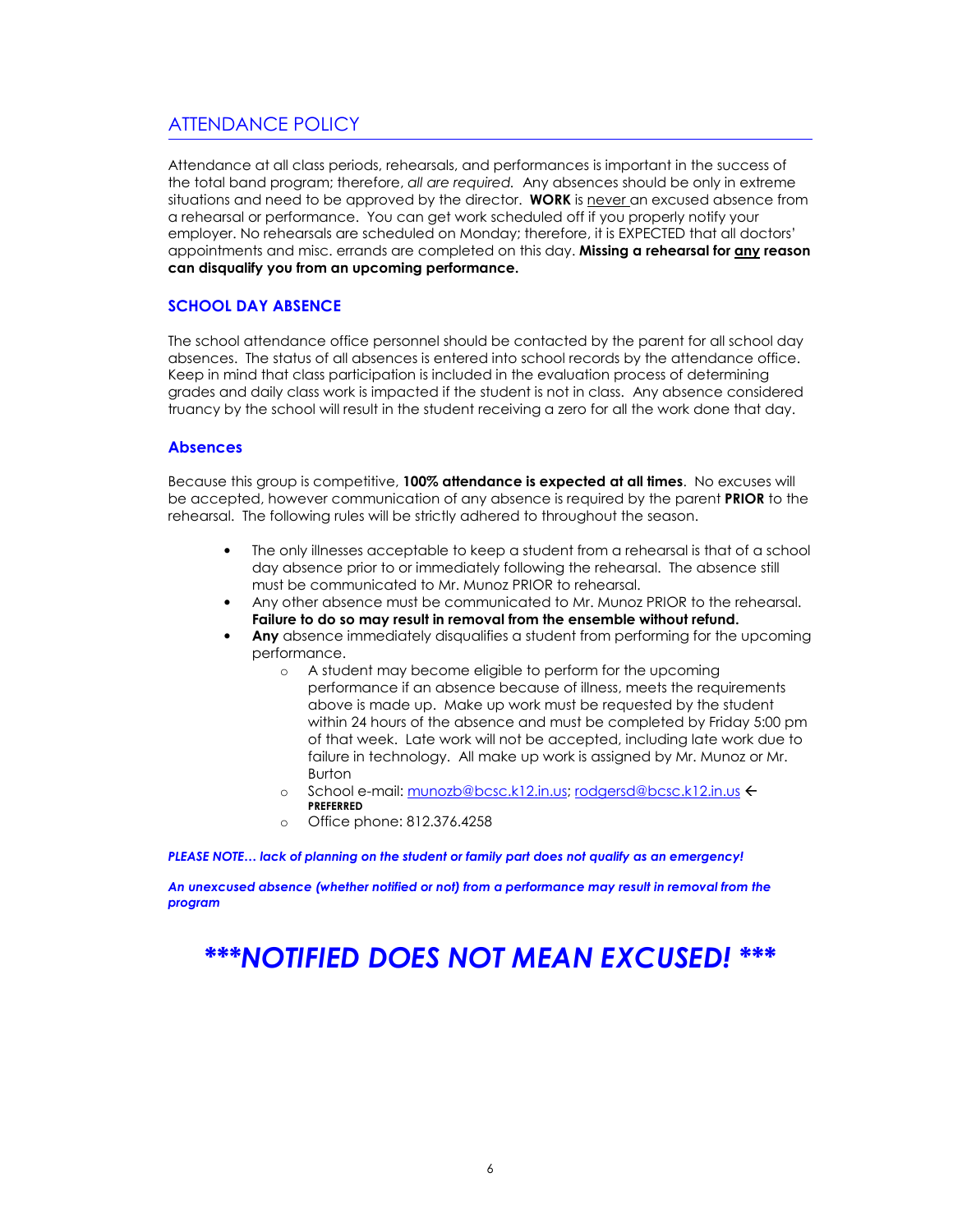## ATTENDANCE POLICY

Attendance at all class periods, rehearsals, and performances is important in the success of the total band program; therefore, *all are required.* Any absences should be only in extreme situations and need to be approved by the director. **WORK** is <u>never</u> an excused absence from a rehearsal or performance. You can get work scheduled off if you properly notify your employer. No rehearsals are scheduled on Monday; therefore, it is EXPECTED that all doctors' appointments and misc. errands are completed on this day. **Missing a rehearsal for <u>any</u> reason can disqualify you from an upcoming performance.**

### SCHOOL DAY ABSENCE

The school attendance office personnel should be contacted by the parent for all school day absences. The status of all absences is entered into school records by the attendance office. Keep in mind that class participation is included in the evaluation process of determining grades and daily class work is impacted if the student is not in class. Any absence considered truancy by the school will result in the student receiving a zero for all the work done that day.

### Absences

Because this group is competitive, **100% attendance is expected at all times**. No excuses will be accepted, however communication of any absence is required by the parent **PRIOR** to the rehearsal. The following rules will be strictly adhered to throughout the season.

- The only illnesses acceptable to keep a student from a rehearsal is that of a school day absence prior to or immediately following the rehearsal. The absence still must be communicated to Mr. Munoz PRIOR to rehearsal.
- Any other absence must be communicated to Mr. Munoz PRIOR to the rehearsal. **Failure to do so may result in removal from the ensemble without refund.**
- **Any** absence immediately disqualifies a student from performing for the upcoming performance.
    - A student may become eligible to perform for the upcoming performance if an absence because of illness, meets the requirements above is made up. Make up work must be requested by the student within 24 hours of the absence and must be completed by Friday 5:00 pm of that week. Late work will not be accepted, including late work due to failure in technology. All make up work is assigned by Mr. Munoz or Mr. Burton
    - School e-mail: munozb@bcsc.k12.in.us; rodgersd@bcsc.k12.in.us ← **PREFERRED**
    - Office phone: 812.376.4258

***PLEASE NOTE… lack of planning on the student or family part does not qualify as an emergency!***

***An unexcused absence (whether notified or not) from a performance may result in removal from the program***

# ***\*\*\*NOTIFIED DOES NOT MEAN EXCUSED! \*\*\****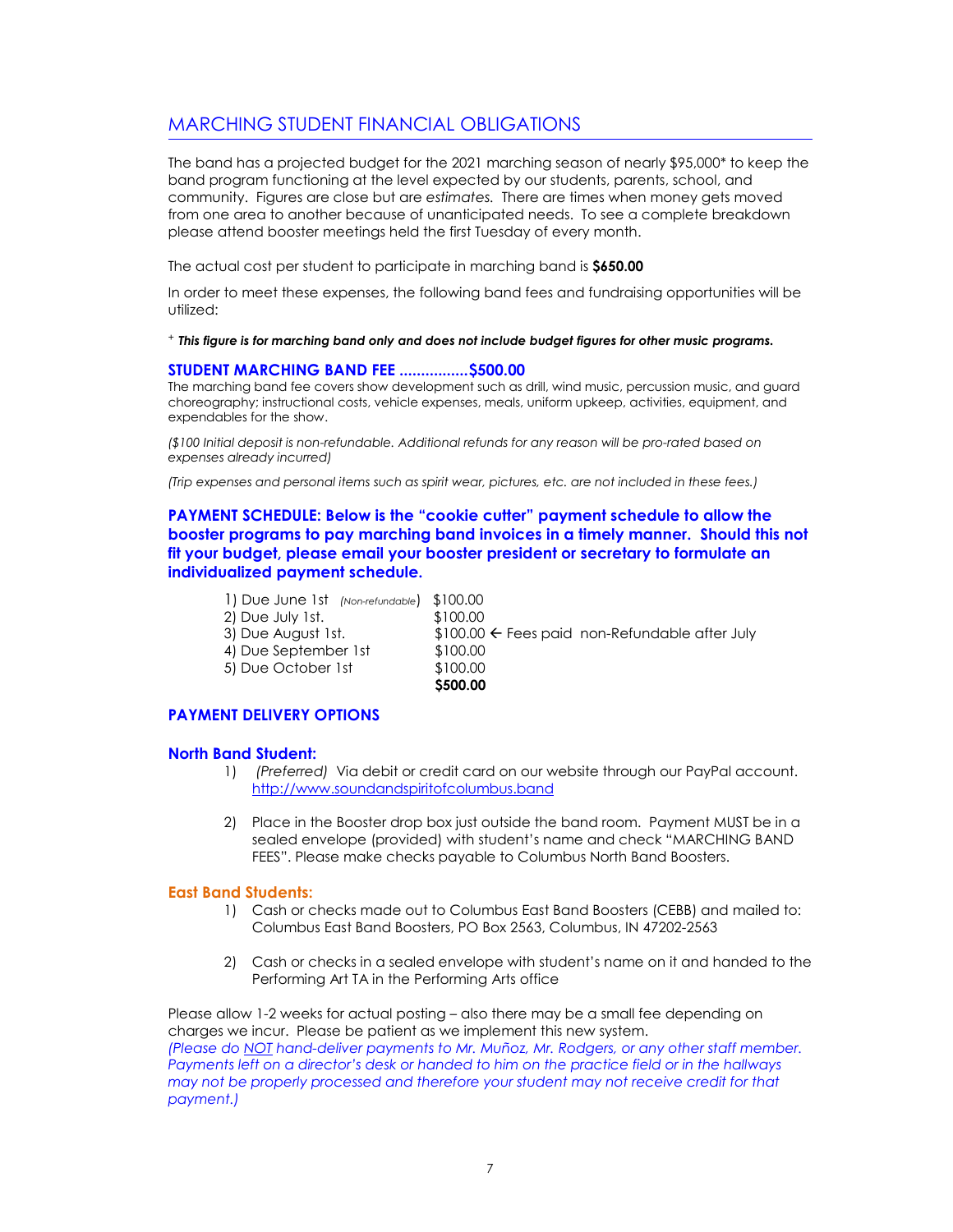## MARCHING STUDENT FINANCIAL OBLIGATIONS

The band has a projected budget for the 2021 marching season of nearly $95,000* to keep the band program functioning at the level expected by our students, parents, school, and community. Figures are close but are *estimates.* There are times when money gets moved from one area to another because of unanticipated needs. To see a complete breakdown please attend booster meetings held the first Tuesday of every month.

The actual cost per student to participate in marching band is **$650.00**

In order to meet these expenses, the following band fees and fundraising opportunities will be utilized:

+ ***This figure is for marching band only and does not include budget figures for other music programs.***

### STUDENT MARCHING BAND FEE ................$500.00

The marching band fee covers show development such as drill, wind music, percussion music, and guard choreography; instructional costs, vehicle expenses, meals, uniform upkeep, activities, equipment, and expendables for the show.

*($100 Initial deposit is non-refundable. Additional refunds for any reason will be pro-rated based on expenses already incurred)*

*(Trip expenses and personal items such as spirit wear, pictures, etc. are not included in these fees.)*

**PAYMENT SCHEDULE: Below is the "cookie cutter" payment schedule to allow the booster programs to pay marching band invoices in a timely manner. Should this not fit your budget, please email your booster president or secretary to formulate an individualized payment schedule.**

| | | |
|---|---|---|
| 1) Due June 1st *(Non-refundable)* | $100.00 | |
| 2) Due July 1st. | $100.00 | |
| 3) Due August 1st. | $100.00 | ← Fees paid non-Refundable after July |
| 4) Due September 1st | $100.00 | |
| 5) Due October 1st | $100.00 | |
| | **$500.00** | |

### PAYMENT DELIVERY OPTIONS

#### North Band Student:

1) *(Preferred)* Via debit or credit card on our website through our PayPal account. http://www.soundandspiritofcolumbus.band
2) Place in the Booster drop box just outside the band room. Payment MUST be in a sealed envelope (provided) with student's name and check "MARCHING BAND FEES". Please make checks payable to Columbus North Band Boosters.

#### East Band Students:

1) Cash or checks made out to Columbus East Band Boosters (CEBB) and mailed to: Columbus East Band Boosters, PO Box 2563, Columbus, IN 47202-2563
2) Cash or checks in a sealed envelope with student's name on it and handed to the Performing Art TA in the Performing Arts office

Please allow 1-2 weeks for actual posting – also there may be a small fee depending on charges we incur. Please be patient as we implement this new system.
*(Please do NOT hand-deliver payments to Mr. Muñoz, Mr. Rodgers, or any other staff member. Payments left on a director's desk or handed to him on the practice field or in the hallways may not be properly processed and therefore your student may not receive credit for that payment.)*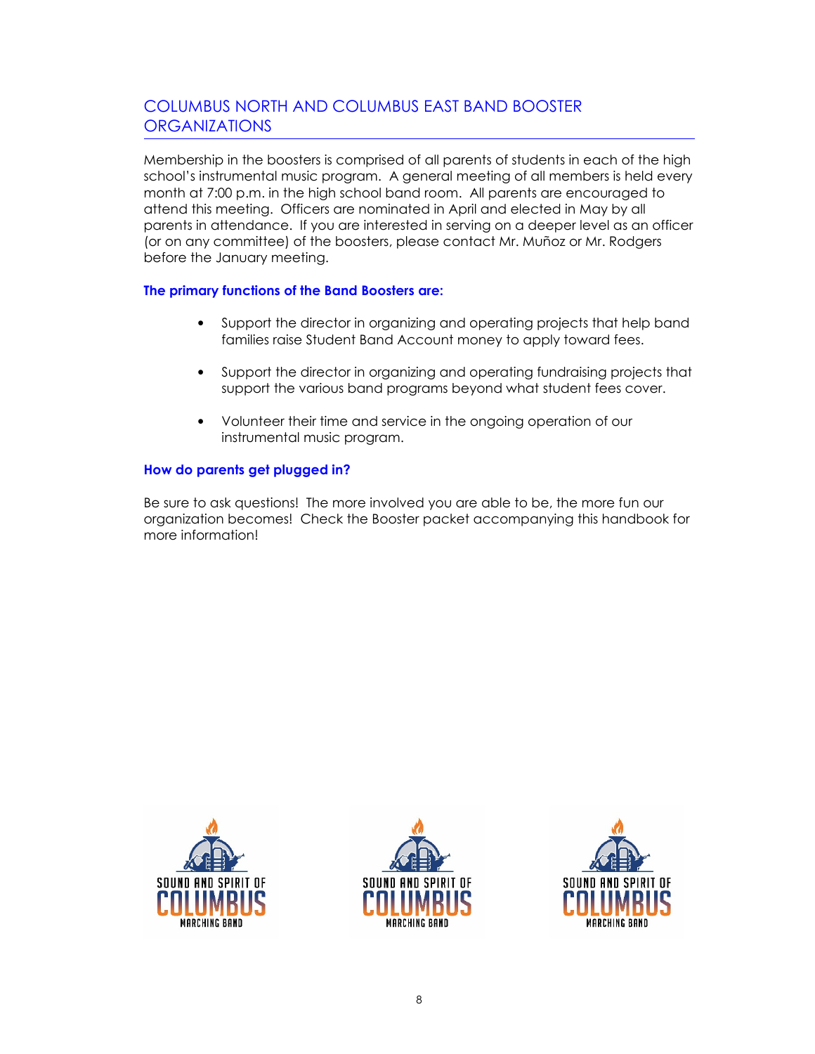## COLUMBUS NORTH AND COLUMBUS EAST BAND BOOSTER ORGANIZATIONS

Membership in the boosters is comprised of all parents of students in each of the high school's instrumental music program. A general meeting of all members is held every month at 7:00 p.m. in the high school band room. All parents are encouraged to attend this meeting. Officers are nominated in April and elected in May by all parents in attendance. If you are interested in serving on a deeper level as an officer (or on any committee) of the boosters, please contact Mr. Muñoz or Mr. Rodgers before the January meeting.

### The primary functions of the Band Boosters are:

- Support the director in organizing and operating projects that help band families raise Student Band Account money to apply toward fees.
- Support the director in organizing and operating fundraising projects that support the various band programs beyond what student fees cover.
- Volunteer their time and service in the ongoing operation of our instrumental music program.

### How do parents get plugged in?

Be sure to ask questions! The more involved you are able to be, the more fun our organization becomes! Check the Booster packet accompanying this handbook for more information!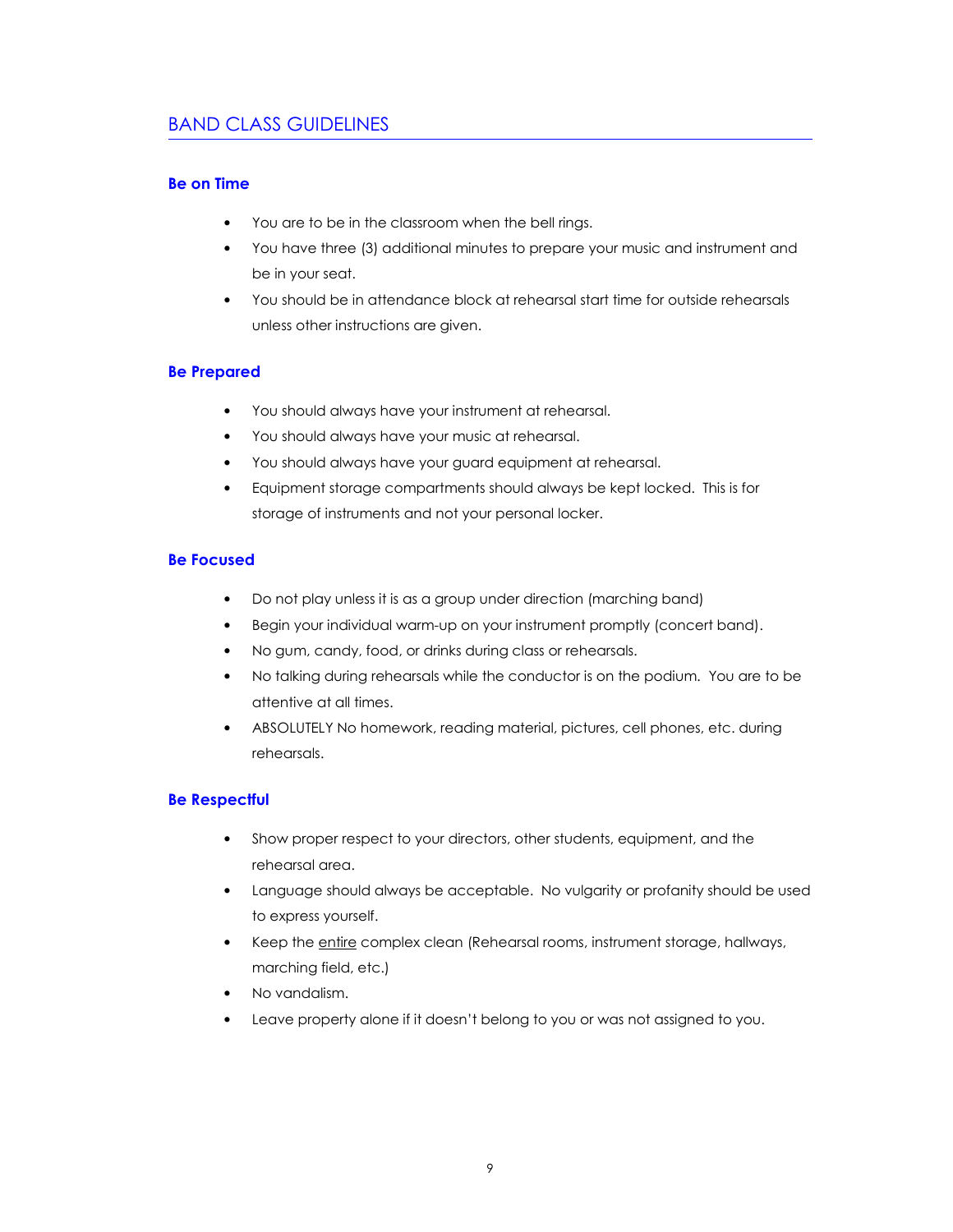# BAND CLASS GUIDELINES

### Be on Time

- You are to be in the classroom when the bell rings.
- You have three (3) additional minutes to prepare your music and instrument and be in your seat.
- You should be in attendance block at rehearsal start time for outside rehearsals unless other instructions are given.

### Be Prepared

- You should always have your instrument at rehearsal.
- You should always have your music at rehearsal.
- You should always have your guard equipment at rehearsal.
- Equipment storage compartments should always be kept locked. This is for storage of instruments and not your personal locker.

### Be Focused

- Do not play unless it is as a group under direction (marching band)
- Begin your individual warm-up on your instrument promptly (concert band).
- No gum, candy, food, or drinks during class or rehearsals.
- No talking during rehearsals while the conductor is on the podium. You are to be attentive at all times.
- ABSOLUTELY No homework, reading material, pictures, cell phones, etc. during rehearsals.

### Be Respectful

- Show proper respect to your directors, other students, equipment, and the rehearsal area.
- Language should always be acceptable. No vulgarity or profanity should be used to express yourself.
- Keep the <u>entire</u> complex clean (Rehearsal rooms, instrument storage, hallways, marching field, etc.)
- No vandalism.
- Leave property alone if it doesn't belong to you or was not assigned to you.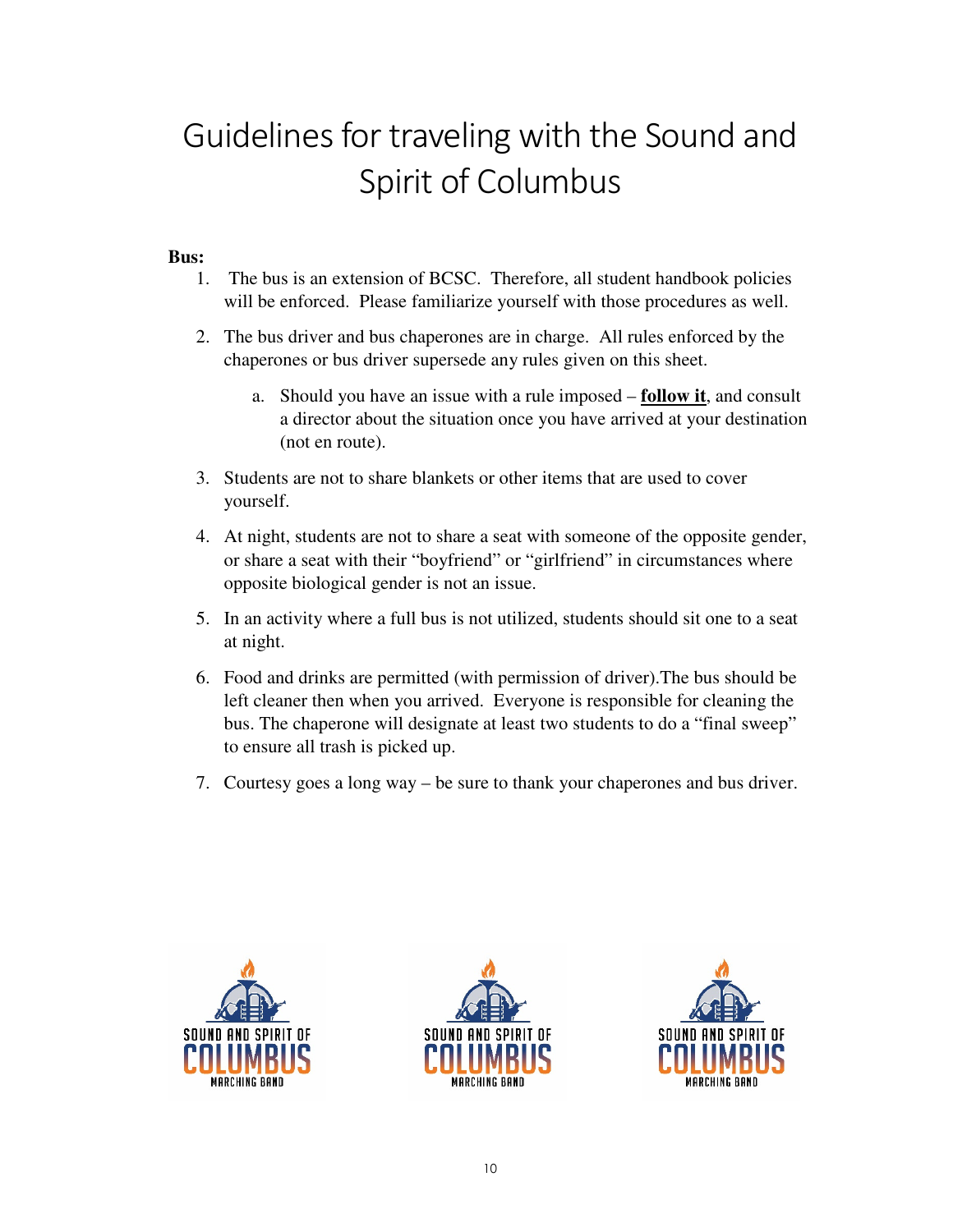# Guidelines for traveling with the Sound and Spirit of Columbus

**Bus:**

1. The bus is an extension of BCSC. Therefore, all student handbook policies will be enforced. Please familiarize yourself with those procedures as well.
2. The bus driver and bus chaperones are in charge. All rules enforced by the chaperones or bus driver supersede any rules given on this sheet.
   a. Should you have an issue with a rule imposed – **follow it**, and consult a director about the situation once you have arrived at your destination (not en route).
3. Students are not to share blankets or other items that are used to cover yourself.
4. At night, students are not to share a seat with someone of the opposite gender, or share a seat with their "boyfriend" or "girlfriend" in circumstances where opposite biological gender is not an issue.
5. In an activity where a full bus is not utilized, students should sit one to a seat at night.
6. Food and drinks are permitted (with permission of driver).The bus should be left cleaner then when you arrived. Everyone is responsible for cleaning the bus. The chaperone will designate at least two students to do a "final sweep" to ensure all trash is picked up.
7. Courtesy goes a long way – be sure to thank your chaperones and bus driver.

SOUND AND SPIRIT OF COLUMBUS MARCHING BAND

SOUND AND SPIRIT OF COLUMBUS MARCHING BAND

SOUND AND SPIRIT OF COLUMBUS MARCHING BAND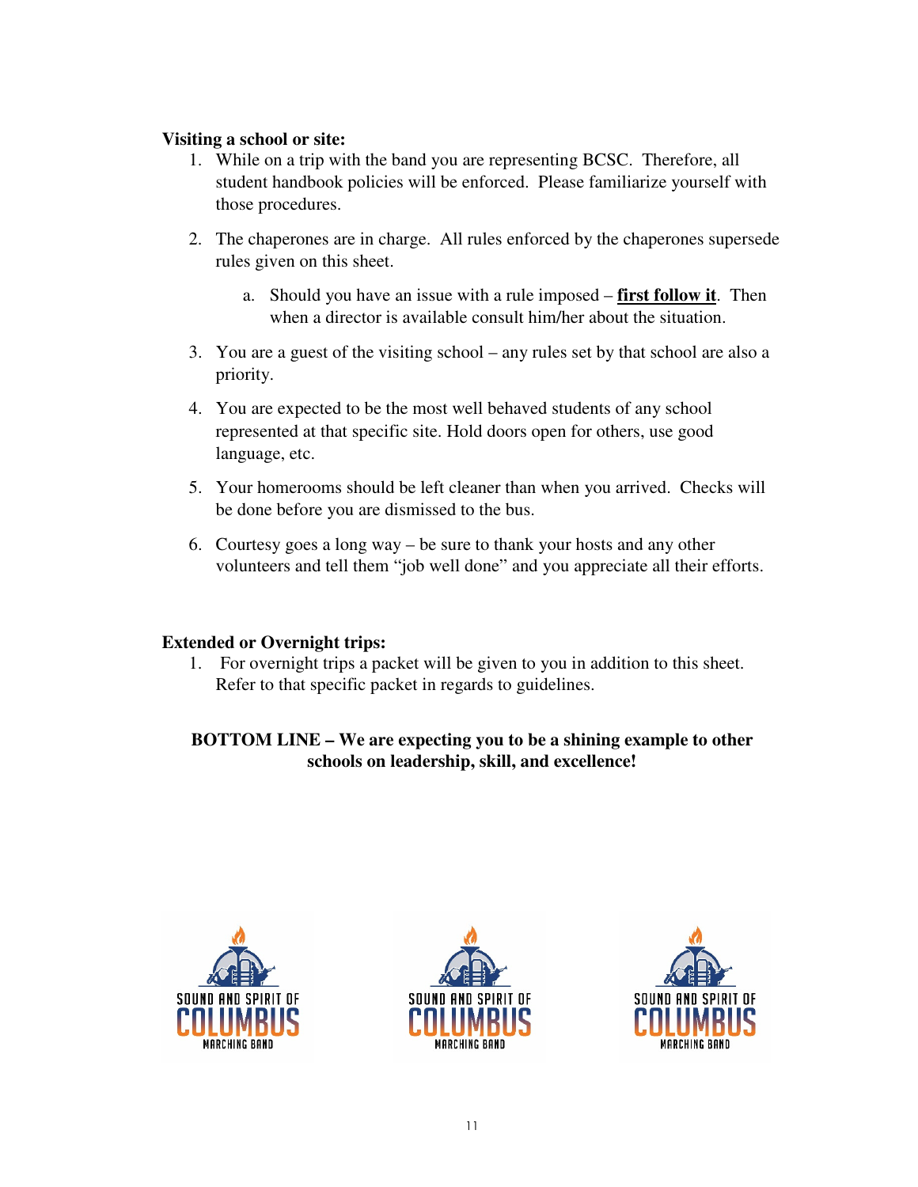**Visiting a school or site:**

1. While on a trip with the band you are representing BCSC. Therefore, all student handbook policies will be enforced. Please familiarize yourself with those procedures.

2. The chaperones are in charge. All rules enforced by the chaperones supersede rules given on this sheet.

    a. Should you have an issue with a rule imposed – **<u>first follow it</u>**. Then when a director is available consult him/her about the situation.

3. You are a guest of the visiting school – any rules set by that school are also a priority.

4. You are expected to be the most well behaved students of any school represented at that specific site. Hold doors open for others, use good language, etc.

5. Your homerooms should be left cleaner than when you arrived. Checks will be done before you are dismissed to the bus.

6. Courtesy goes a long way – be sure to thank your hosts and any other volunteers and tell them "job well done" and you appreciate all their efforts.

**Extended or Overnight trips:**

1. For overnight trips a packet will be given to you in addition to this sheet. Refer to that specific packet in regards to guidelines.

**BOTTOM LINE – We are expecting you to be a shining example to other schools on leadership, skill, and excellence!**

SOUND AND SPIRIT OF COLUMBUS MARCHING BAND

SOUND AND SPIRIT OF COLUMBUS MARCHING BAND

SOUND AND SPIRIT OF COLUMBUS MARCHING BAND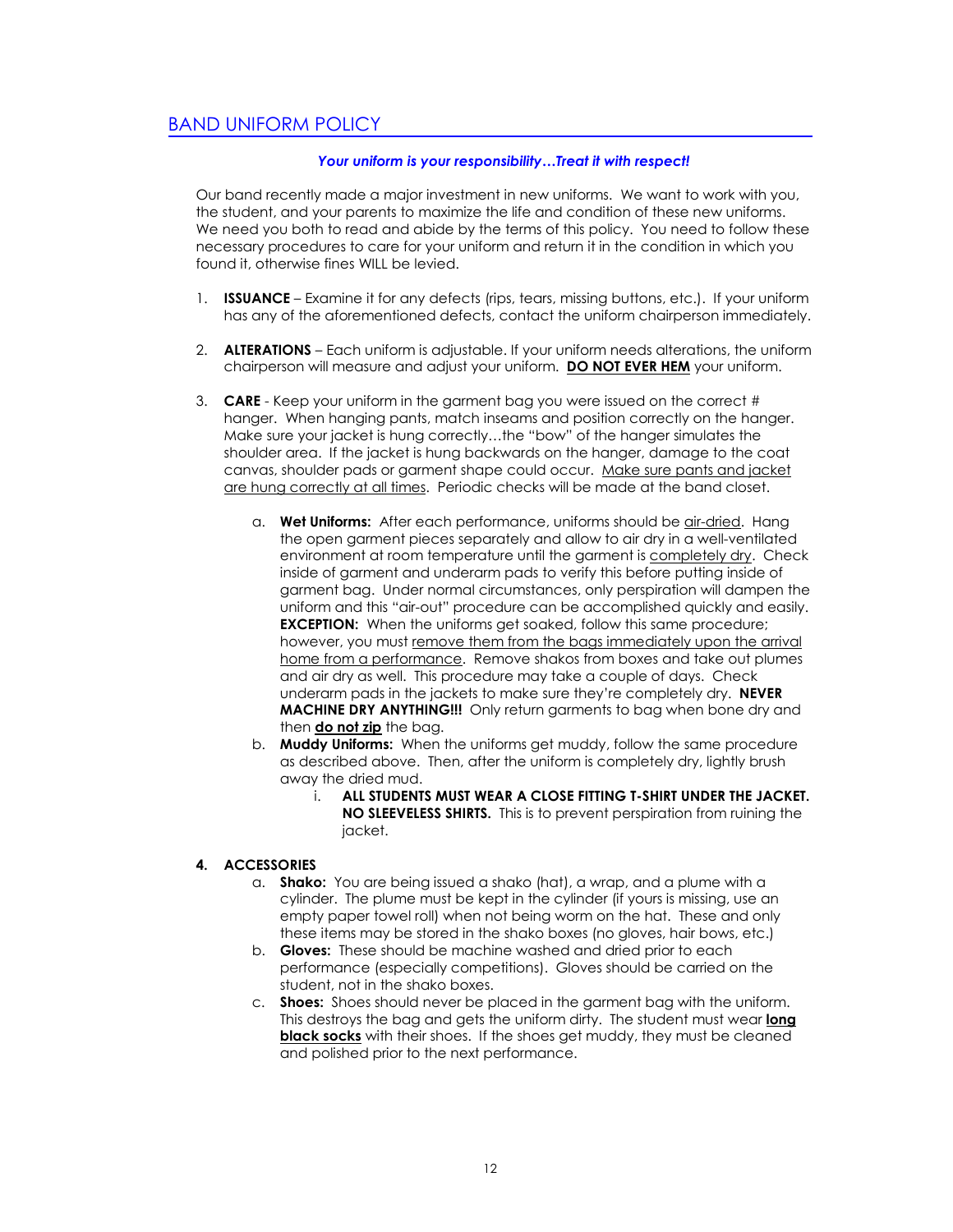## BAND UNIFORM POLICY

***Your uniform is your responsibility…Treat it with respect!***

Our band recently made a major investment in new uniforms. We want to work with you, the student, and your parents to maximize the life and condition of these new uniforms. We need you both to read and abide by the terms of this policy. You need to follow these necessary procedures to care for your uniform and return it in the condition in which you found it, otherwise fines WILL be levied.

1. **ISSUANCE** – Examine it for any defects (rips, tears, missing buttons, etc.). If your uniform has any of the aforementioned defects, contact the uniform chairperson immediately.

2. **ALTERATIONS** – Each uniform is adjustable. If your uniform needs alterations, the uniform chairperson will measure and adjust your uniform. <u>**DO NOT EVER HEM**</u> your uniform.

3. **CARE** - Keep your uniform in the garment bag you were issued on the correct # hanger. When hanging pants, match inseams and position correctly on the hanger. Make sure your jacket is hung correctly…the "bow" of the hanger simulates the shoulder area. If the jacket is hung backwards on the hanger, damage to the coat canvas, shoulder pads or garment shape could occur. <u>Make sure pants and jacket are hung correctly at all times</u>. Periodic checks will be made at the band closet.

    a. **Wet Uniforms:** After each performance, uniforms should be <u>air-dried</u>. Hang the open garment pieces separately and allow to air dry in a well-ventilated environment at room temperature until the garment is <u>completely dry</u>. Check inside of garment and underarm pads to verify this before putting inside of garment bag. Under normal circumstances, only perspiration will dampen the uniform and this "air-out" procedure can be accomplished quickly and easily. **EXCEPTION:** When the uniforms get soaked, follow this same procedure; however, you must <u>remove them from the bags immediately upon the arrival home from a performance</u>. Remove shakos from boxes and take out plumes and air dry as well. This procedure may take a couple of days. Check underarm pads in the jackets to make sure they're completely dry. **NEVER MACHINE DRY ANYTHING!!!** Only return garments to bag when bone dry and then <u>**do not zip**</u> the bag.

    b. **Muddy Uniforms:** When the uniforms get muddy, follow the same procedure as described above. Then, after the uniform is completely dry, lightly brush away the dried mud.

        i. **ALL STUDENTS MUST WEAR A CLOSE FITTING T-SHIRT UNDER THE JACKET. NO SLEEVELESS SHIRTS.** This is to prevent perspiration from ruining the jacket.

4. **ACCESSORIES**

    a. **Shako:** You are being issued a shako (hat), a wrap, and a plume with a cylinder. The plume must be kept in the cylinder (if yours is missing, use an empty paper towel roll) when not being worm on the hat. These and only these items may be stored in the shako boxes (no gloves, hair bows, etc.)

    b. **Gloves:** These should be machine washed and dried prior to each performance (especially competitions). Gloves should be carried on the student, not in the shako boxes.

    c. **Shoes:** Shoes should never be placed in the garment bag with the uniform. This destroys the bag and gets the uniform dirty. The student must wear <u>**long black socks**</u> with their shoes. If the shoes get muddy, they must be cleaned and polished prior to the next performance.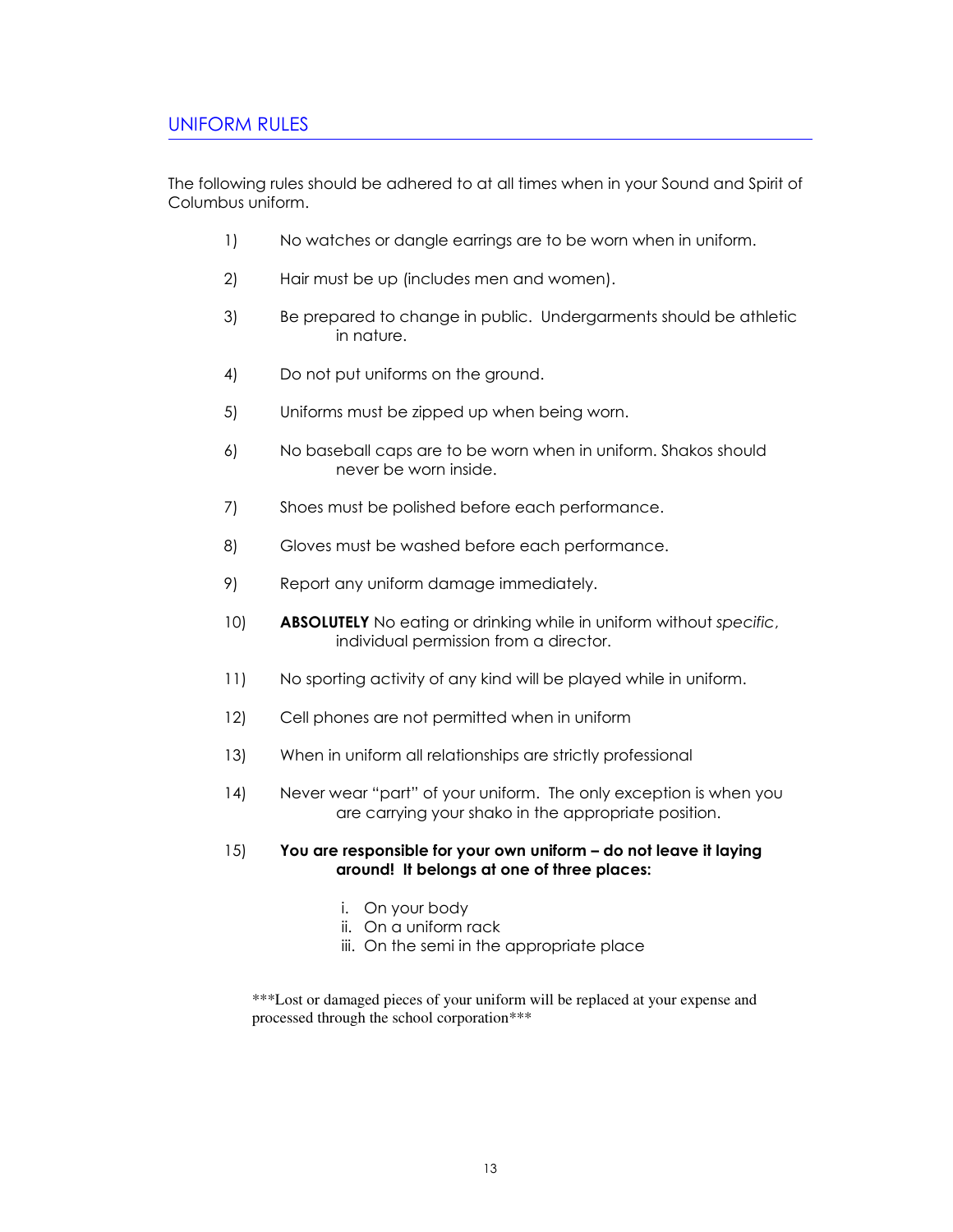## UNIFORM RULES

The following rules should be adhered to at all times when in your Sound and Spirit of Columbus uniform.

1) No watches or dangle earrings are to be worn when in uniform.

2) Hair must be up (includes men and women).

3) Be prepared to change in public. Undergarments should be athletic in nature.

4) Do not put uniforms on the ground.

5) Uniforms must be zipped up when being worn.

6) No baseball caps are to be worn when in uniform. Shakos should never be worn inside.

7) Shoes must be polished before each performance.

8) Gloves must be washed before each performance.

9) Report any uniform damage immediately.

10) **ABSOLUTELY** No eating or drinking while in uniform without *specific*, individual permission from a director.

11) No sporting activity of any kind will be played while in uniform.

12) Cell phones are not permitted when in uniform

13) When in uniform all relationships are strictly professional

14) Never wear "part" of your uniform. The only exception is when you are carrying your shako in the appropriate position.

15) **You are responsible for your own uniform – do not leave it laying around! It belongs at one of three places:**

    i. On your body
    ii. On a uniform rack
    iii. On the semi in the appropriate place

***Lost or damaged pieces of your uniform will be replaced at your expense and processed through the school corporation***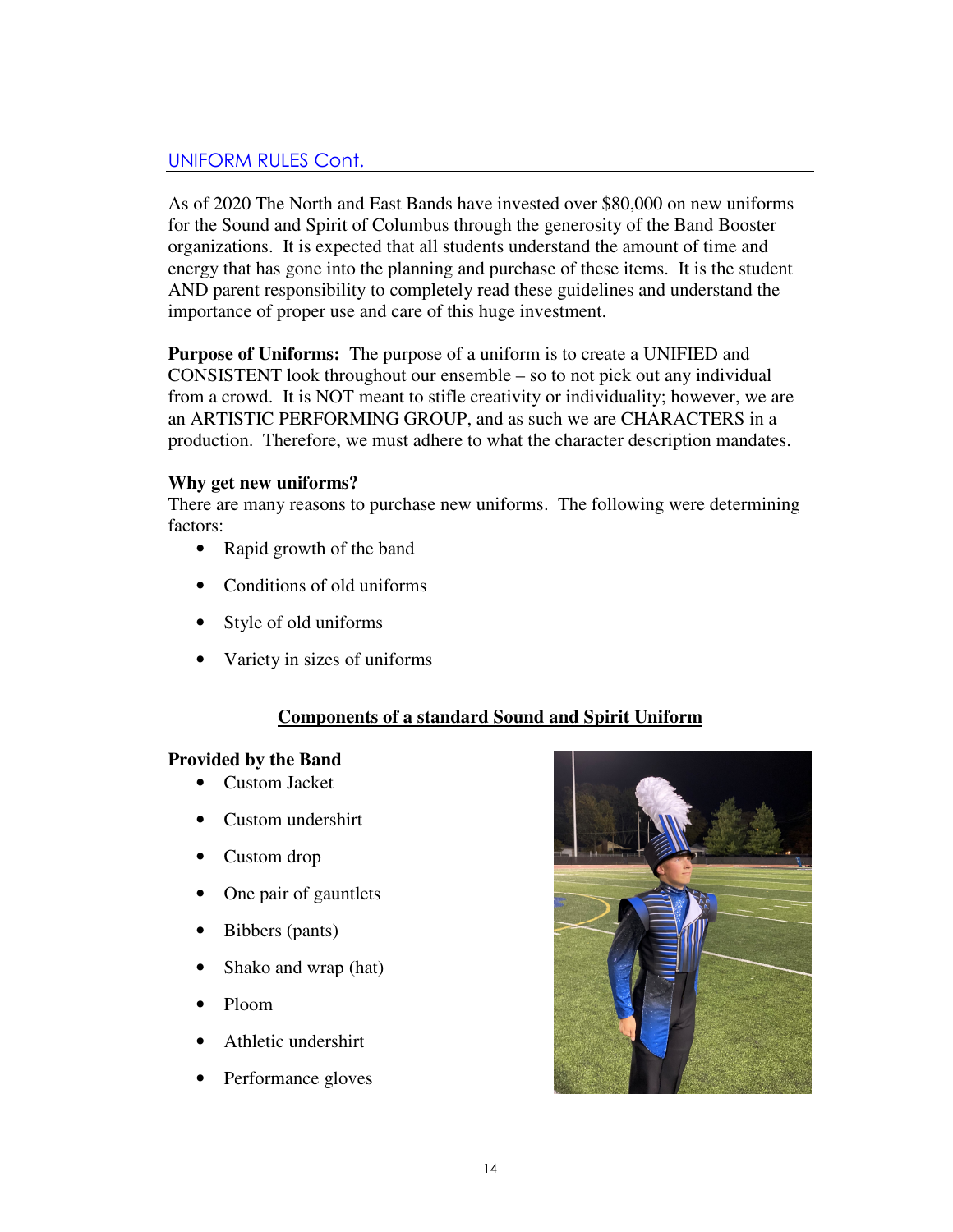## UNIFORM RULES Cont.

As of 2020 The North and East Bands have invested over $80,000 on new uniforms for the Sound and Spirit of Columbus through the generosity of the Band Booster organizations. It is expected that all students understand the amount of time and energy that has gone into the planning and purchase of these items. It is the student AND parent responsibility to completely read these guidelines and understand the importance of proper use and care of this huge investment.

**Purpose of Uniforms:** The purpose of a uniform is to create a UNIFIED and CONSISTENT look throughout our ensemble – so to not pick out any individual from a crowd. It is NOT meant to stifle creativity or individuality; however, we are an ARTISTIC PERFORMING GROUP, and as such we are CHARACTERS in a production. Therefore, we must adhere to what the character description mandates.

**Why get new uniforms?**

There are many reasons to purchase new uniforms. The following were determining factors:

- Rapid growth of the band
- Conditions of old uniforms
- Style of old uniforms
- Variety in sizes of uniforms

**Components of a standard Sound and Spirit Uniform**

**Provided by the Band**

- Custom Jacket
- Custom undershirt
- Custom drop
- One pair of gauntlets
- Bibbers (pants)
- Shako and wrap (hat)
- Ploom
- Athletic undershirt
- Performance gloves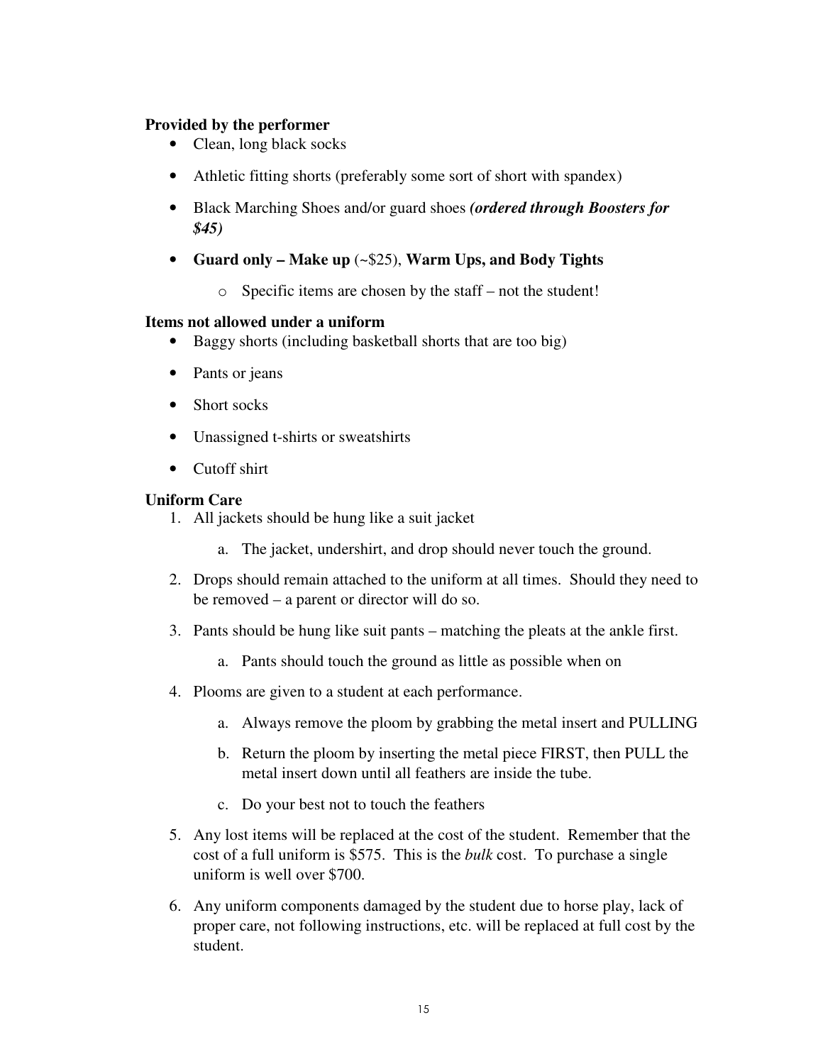**Provided by the performer**

- Clean, long black socks
- Athletic fitting shorts (preferably some sort of short with spandex)
- Black Marching Shoes and/or guard shoes ***(ordered through Boosters for $45)***
- **Guard only – Make up** (~$25), **Warm Ups, and Body Tights**
    - Specific items are chosen by the staff – not the student!

**Items not allowed under a uniform**

- Baggy shorts (including basketball shorts that are too big)
- Pants or jeans
- Short socks
- Unassigned t-shirts or sweatshirts
- Cutoff shirt

**Uniform Care**

1. All jackets should be hung like a suit jacket
    a. The jacket, undershirt, and drop should never touch the ground.
2. Drops should remain attached to the uniform at all times. Should they need to be removed – a parent or director will do so.
3. Pants should be hung like suit pants – matching the pleats at the ankle first.
    a. Pants should touch the ground as little as possible when on
4. Plooms are given to a student at each performance.
    a. Always remove the ploom by grabbing the metal insert and PULLING
    b. Return the ploom by inserting the metal piece FIRST, then PULL the metal insert down until all feathers are inside the tube.
    c. Do your best not to touch the feathers
5. Any lost items will be replaced at the cost of the student. Remember that the cost of a full uniform is $575. This is the *bulk* cost. To purchase a single uniform is well over $700.
6. Any uniform components damaged by the student due to horse play, lack of proper care, not following instructions, etc. will be replaced at full cost by the student.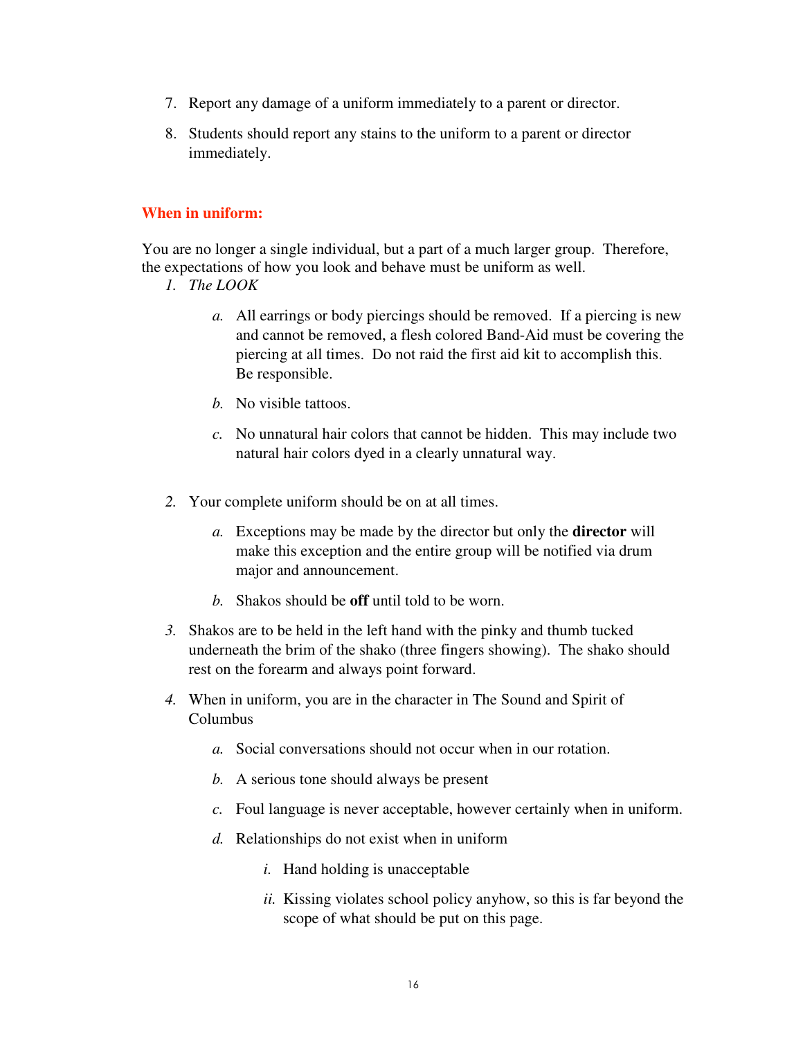7. Report any damage of a uniform immediately to a parent or director.

8. Students should report any stains to the uniform to a parent or director immediately.

## When in uniform:

You are no longer a single individual, but a part of a much larger group. Therefore, the expectations of how you look and behave must be uniform as well.

1. *The LOOK*

    a. All earrings or body piercings should be removed. If a piercing is new and cannot be removed, a flesh colored Band-Aid must be covering the piercing at all times. Do not raid the first aid kit to accomplish this. Be responsible.

    b. No visible tattoos.

    c. No unnatural hair colors that cannot be hidden. This may include two natural hair colors dyed in a clearly unnatural way.

2. Your complete uniform should be on at all times.

    a. Exceptions may be made by the director but only the **director** will make this exception and the entire group will be notified via drum major and announcement.

    b. Shakos should be **off** until told to be worn.

3. Shakos are to be held in the left hand with the pinky and thumb tucked underneath the brim of the shako (three fingers showing). The shako should rest on the forearm and always point forward.

4. When in uniform, you are in the character in The Sound and Spirit of Columbus

    a. Social conversations should not occur when in our rotation.

    b. A serious tone should always be present

    c. Foul language is never acceptable, however certainly when in uniform.

    d. Relationships do not exist when in uniform

        i. Hand holding is unacceptable

        ii. Kissing violates school policy anyhow, so this is far beyond the scope of what should be put on this page.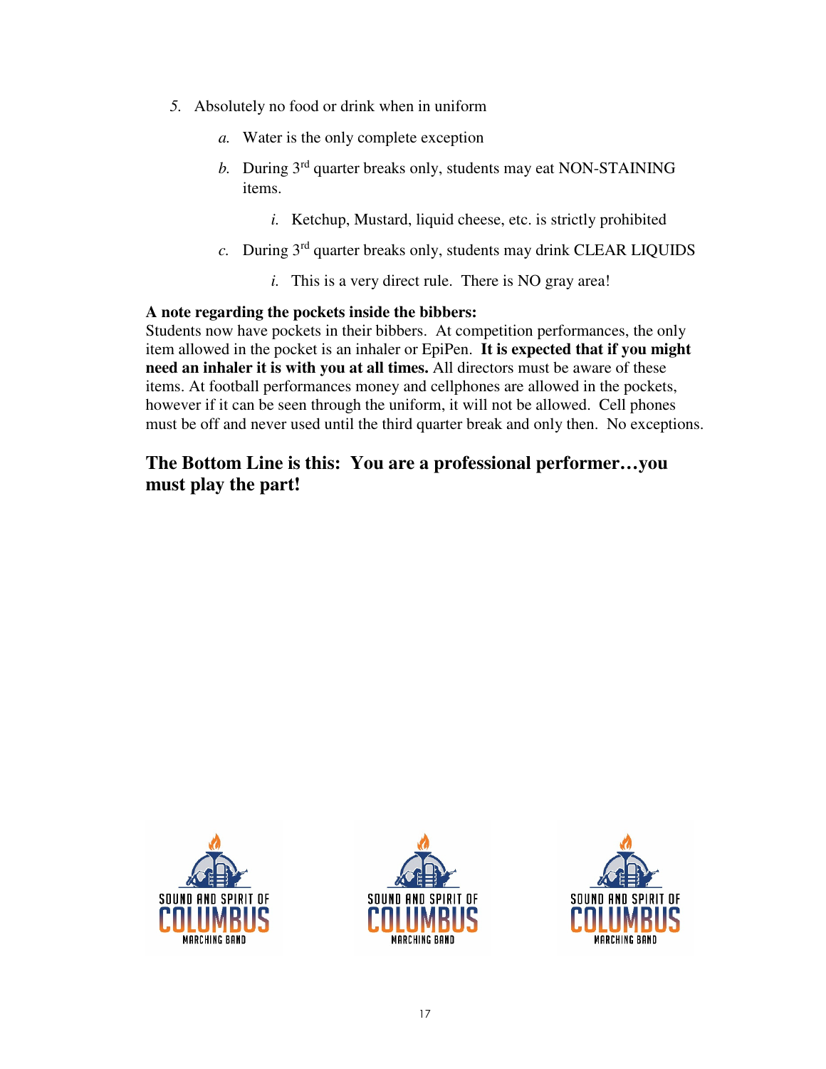5. Absolutely no food or drink when in uniform
    a. Water is the only complete exception
    b. During 3rd quarter breaks only, students may eat NON-STAINING items.
        i. Ketchup, Mustard, liquid cheese, etc. is strictly prohibited
    c. During 3rd quarter breaks only, students may drink CLEAR LIQUIDS
        i. This is a very direct rule. There is NO gray area!

**A note regarding the pockets inside the bibbers:**
Students now have pockets in their bibbers. At competition performances, the only item allowed in the pocket is an inhaler or EpiPen. **It is expected that if you might need an inhaler it is with you at all times.** All directors must be aware of these items. At football performances money and cellphones are allowed in the pockets, however if it can be seen through the uniform, it will not be allowed. Cell phones must be off and never used until the third quarter break and only then. No exceptions.

## The Bottom Line is this: You are a professional performer…you must play the part!

SOUND AND SPIRIT OF COLUMBUS MARCHING BAND

SOUND AND SPIRIT OF COLUMBUS MARCHING BAND

SOUND AND SPIRIT OF COLUMBUS MARCHING BAND